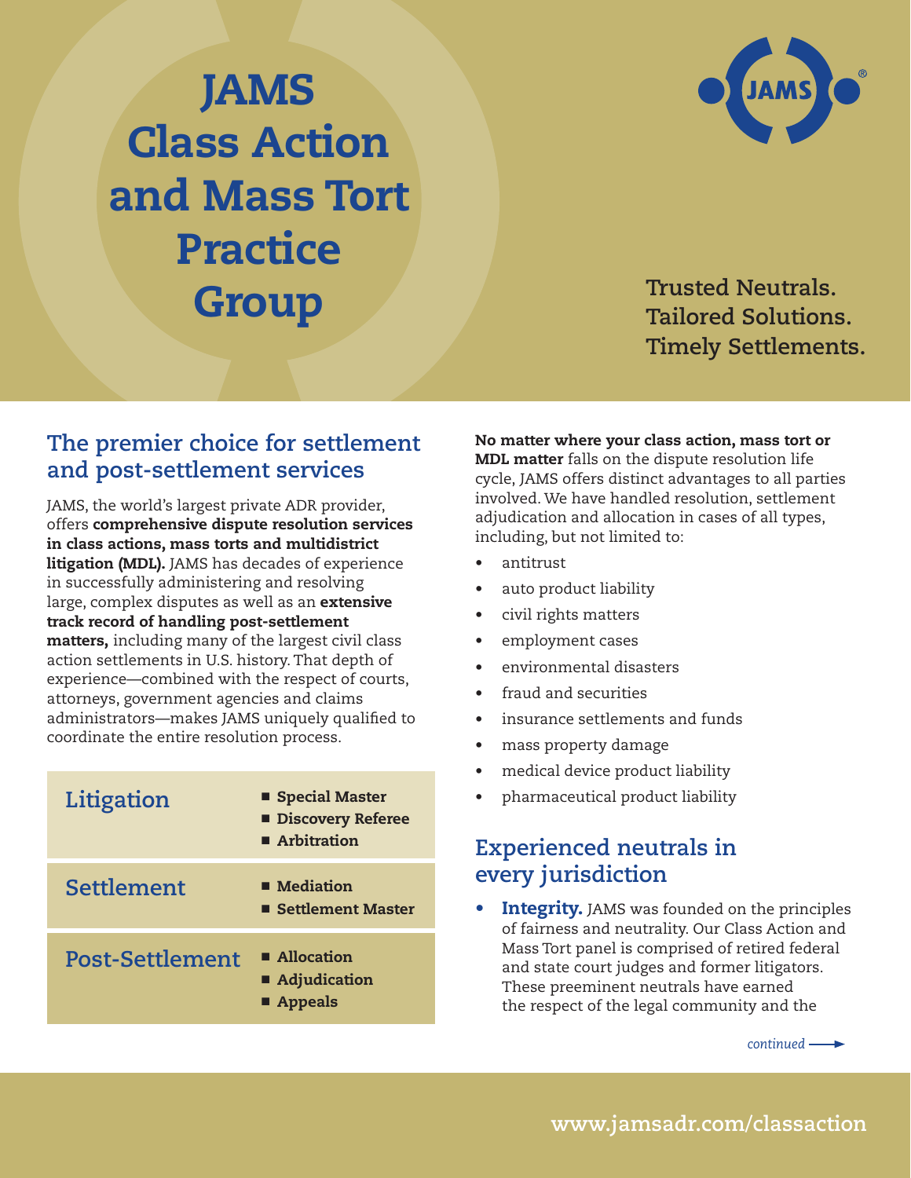# JAMS Class Action and Mass Tort Practice Group

**Trusted Neutrals.**
**Tailored Solutions.**
**Timely Settlements.**

## The premier choice for settlement and post-settlement services

JAMS, the world's largest private ADR provider, offers **comprehensive dispute resolution services in class actions, mass torts and multidistrict litigation (MDL).** JAMS has decades of experience in successfully administering and resolving large, complex disputes as well as an **extensive track record of handling post-settlement matters,** including many of the largest civil class action settlements in U.S. history. That depth of experience—combined with the respect of courts, attorneys, government agencies and claims administrators—makes JAMS uniquely qualified to coordinate the entire resolution process.

| | |
|---|---|
| **Litigation** | ■ **Special Master**<br>■ **Discovery Referee**<br>■ **Arbitration** |
| **Settlement** | ■ **Mediation**<br>■ **Settlement Master** |
| **Post-Settlement** | ■ **Allocation**<br>■ **Adjudication**<br>■ **Appeals** |

**No matter where your class action, mass tort or MDL matter** falls on the dispute resolution life cycle, JAMS offers distinct advantages to all parties involved. We have handled resolution, settlement adjudication and allocation in cases of all types, including, but not limited to:

- antitrust
- auto product liability
- civil rights matters
- employment cases
- environmental disasters
- fraud and securities
- insurance settlements and funds
- mass property damage
- medical device product liability
- pharmaceutical product liability

## Experienced neutrals in every jurisdiction

- **Integrity.** JAMS was founded on the principles of fairness and neutrality. Our Class Action and Mass Tort panel is comprised of retired federal and state court judges and former litigators. These preeminent neutrals have earned the respect of the legal community and the

*continued* →

**www.jamsadr.com/classaction**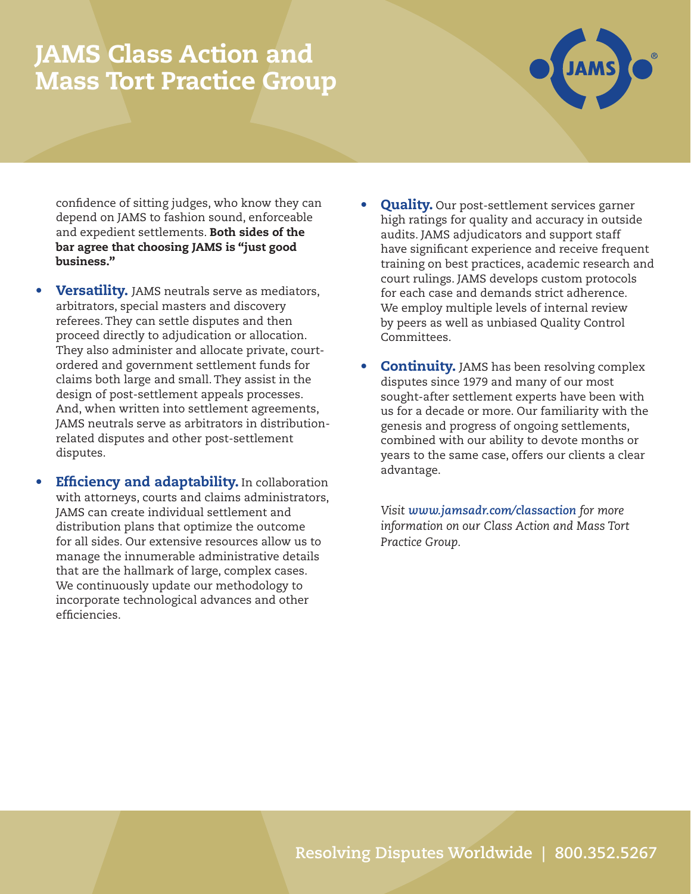# JAMS Class Action and Mass Tort Practice Group

confidence of sitting judges, who know they can depend on JAMS to fashion sound, enforceable and expedient settlements. **Both sides of the bar agree that choosing JAMS is "just good business."**

- **Versatility.** JAMS neutrals serve as mediators, arbitrators, special masters and discovery referees. They can settle disputes and then proceed directly to adjudication or allocation. They also administer and allocate private, court-ordered and government settlement funds for claims both large and small. They assist in the design of post-settlement appeals processes. And, when written into settlement agreements, JAMS neutrals serve as arbitrators in distribution-related disputes and other post-settlement disputes.

- **Efficiency and adaptability.** In collaboration with attorneys, courts and claims administrators, JAMS can create individual settlement and distribution plans that optimize the outcome for all sides. Our extensive resources allow us to manage the innumerable administrative details that are the hallmark of large, complex cases. We continuously update our methodology to incorporate technological advances and other efficiencies.

- **Quality.** Our post-settlement services garner high ratings for quality and accuracy in outside audits. JAMS adjudicators and support staff have significant experience and receive frequent training on best practices, academic research and court rulings. JAMS develops custom protocols for each case and demands strict adherence. We employ multiple levels of internal review by peers as well as unbiased Quality Control Committees.

- **Continuity.** JAMS has been resolving complex disputes since 1979 and many of our most sought-after settlement experts have been with us for a decade or more. Our familiarity with the genesis and progress of ongoing settlements, combined with our ability to devote months or years to the same case, offers our clients a clear advantage.

*Visit **www.jamsadr.com/classaction** for more information on our Class Action and Mass Tort Practice Group.*

Resolving Disputes Worldwide | 800.352.5267